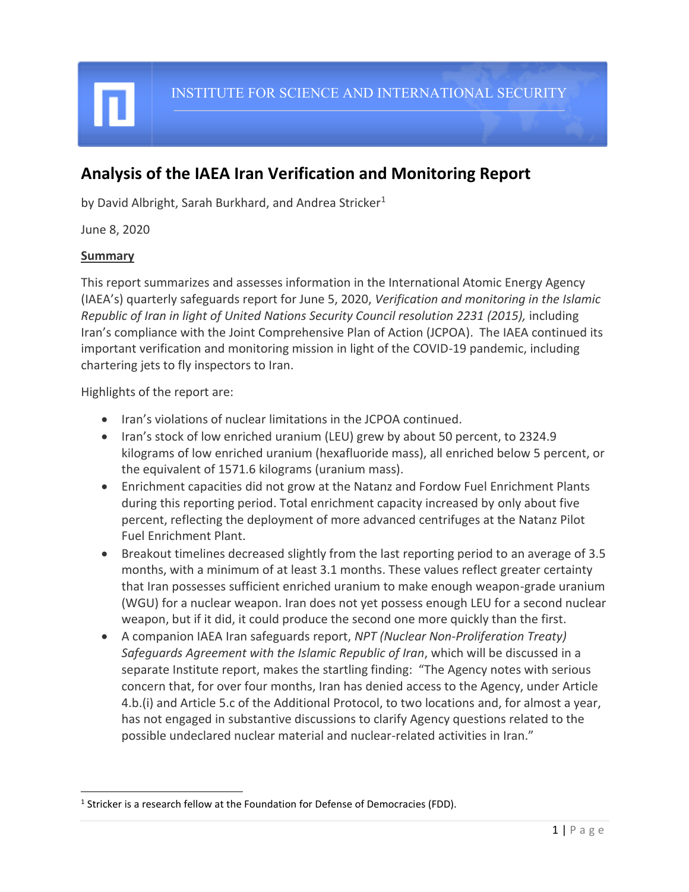INSTITUTE FOR SCIENCE AND INTERNATIONAL SECURITY

# Analysis of the IAEA Iran Verification and Monitoring Report

by David Albright, Sarah Burkhard, and Andrea Stricker[1]

June 8, 2020

## Summary

This report summarizes and assesses information in the International Atomic Energy Agency (IAEA's) quarterly safeguards report for June 5, 2020, *Verification and monitoring in the Islamic Republic of Iran in light of United Nations Security Council resolution 2231 (2015),* including Iran's compliance with the Joint Comprehensive Plan of Action (JCPOA). The IAEA continued its important verification and monitoring mission in light of the COVID-19 pandemic, including chartering jets to fly inspectors to Iran.

Highlights of the report are:

- Iran's violations of nuclear limitations in the JCPOA continued.
- Iran's stock of low enriched uranium (LEU) grew by about 50 percent, to 2324.9 kilograms of low enriched uranium (hexafluoride mass), all enriched below 5 percent, or the equivalent of 1571.6 kilograms (uranium mass).
- Enrichment capacities did not grow at the Natanz and Fordow Fuel Enrichment Plants during this reporting period. Total enrichment capacity increased by only about five percent, reflecting the deployment of more advanced centrifuges at the Natanz Pilot Fuel Enrichment Plant.
- Breakout timelines decreased slightly from the last reporting period to an average of 3.5 months, with a minimum of at least 3.1 months. These values reflect greater certainty that Iran possesses sufficient enriched uranium to make enough weapon-grade uranium (WGU) for a nuclear weapon. Iran does not yet possess enough LEU for a second nuclear weapon, but if it did, it could produce the second one more quickly than the first.
- A companion IAEA Iran safeguards report, *NPT (Nuclear Non-Proliferation Treaty) Safeguards Agreement with the Islamic Republic of Iran*, which will be discussed in a separate Institute report, makes the startling finding: "The Agency notes with serious concern that, for over four months, Iran has denied access to the Agency, under Article 4.b.(i) and Article 5.c of the Additional Protocol, to two locations and, for almost a year, has not engaged in substantive discussions to clarify Agency questions related to the possible undeclared nuclear material and nuclear-related activities in Iran."

[1] Stricker is a research fellow at the Foundation for Defense of Democracies (FDD).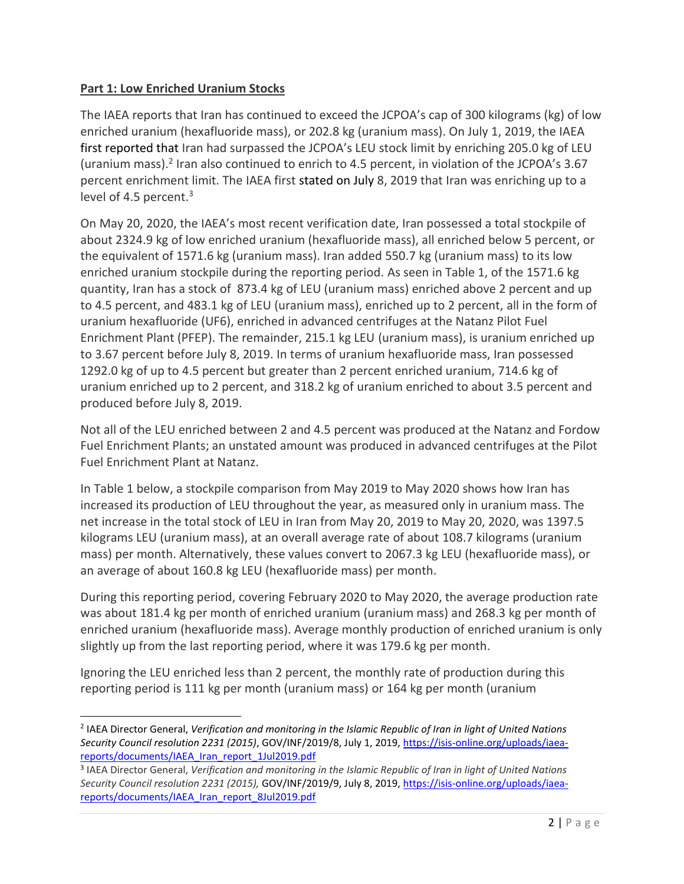**Part 1: Low Enriched Uranium Stocks**

The IAEA reports that Iran has continued to exceed the JCPOA's cap of 300 kilograms (kg) of low enriched uranium (hexafluoride mass), or 202.8 kg (uranium mass). On July 1, 2019, the IAEA first reported that Iran had surpassed the JCPOA's LEU stock limit by enriching 205.0 kg of LEU (uranium mass).[2] Iran also continued to enrich to 4.5 percent, in violation of the JCPOA's 3.67 percent enrichment limit. The IAEA first stated on July 8, 2019 that Iran was enriching up to a level of 4.5 percent.[3]

On May 20, 2020, the IAEA's most recent verification date, Iran possessed a total stockpile of about 2324.9 kg of low enriched uranium (hexafluoride mass), all enriched below 5 percent, or the equivalent of 1571.6 kg (uranium mass). Iran added 550.7 kg (uranium mass) to its low enriched uranium stockpile during the reporting period. As seen in Table 1, of the 1571.6 kg quantity, Iran has a stock of 873.4 kg of LEU (uranium mass) enriched above 2 percent and up to 4.5 percent, and 483.1 kg of LEU (uranium mass), enriched up to 2 percent, all in the form of uranium hexafluoride ($UF_6$), enriched in advanced centrifuges at the Natanz Pilot Fuel Enrichment Plant (PFEP). The remainder, 215.1 kg LEU (uranium mass), is uranium enriched up to 3.67 percent before July 8, 2019. In terms of uranium hexafluoride mass, Iran possessed 1292.0 kg of up to 4.5 percent but greater than 2 percent enriched uranium, 714.6 kg of uranium enriched up to 2 percent, and 318.2 kg of uranium enriched to about 3.5 percent and produced before July 8, 2019.

Not all of the LEU enriched between 2 and 4.5 percent was produced at the Natanz and Fordow Fuel Enrichment Plants; an unstated amount was produced in advanced centrifuges at the Pilot Fuel Enrichment Plant at Natanz.

In Table 1 below, a stockpile comparison from May 2019 to May 2020 shows how Iran has increased its production of LEU throughout the year, as measured only in uranium mass. The net increase in the total stock of LEU in Iran from May 20, 2019 to May 20, 2020, was 1397.5 kilograms LEU (uranium mass), at an overall average rate of about 108.7 kilograms (uranium mass) per month. Alternatively, these values convert to 2067.3 kg LEU (hexafluoride mass), or an average of about 160.8 kg LEU (hexafluoride mass) per month.

During this reporting period, covering February 2020 to May 2020, the average production rate was about 181.4 kg per month of enriched uranium (uranium mass) and 268.3 kg per month of enriched uranium (hexafluoride mass). Average monthly production of enriched uranium is only slightly up from the last reporting period, where it was 179.6 kg per month.

Ignoring the LEU enriched less than 2 percent, the monthly rate of production during this reporting period is 111 kg per month (uranium mass) or 164 kg per month (uranium

---

[2] IAEA Director General, *Verification and monitoring in the Islamic Republic of Iran in light of United Nations Security Council resolution 2231 (2015)*, GOV/INF/2019/8, July 1, 2019, https://isis-online.org/uploads/iaea-reports/documents/IAEA_Iran_report_1Jul2019.pdf

[3] IAEA Director General, *Verification and monitoring in the Islamic Republic of Iran in light of United Nations Security Council resolution 2231 (2015),* GOV/INF/2019/9, July 8, 2019, https://isis-online.org/uploads/iaea-reports/documents/IAEA_Iran_report_8Jul2019.pdf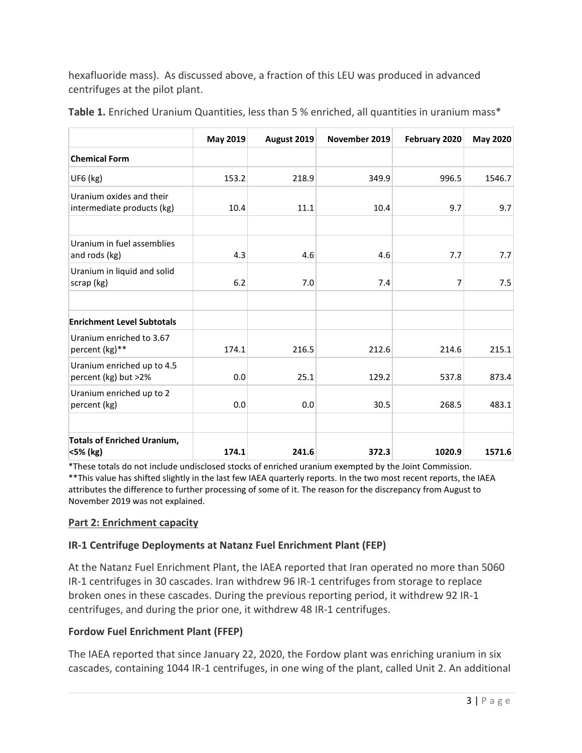hexafluoride mass). As discussed above, a fraction of this LEU was produced in advanced centrifuges at the pilot plant.

**Table 1.** Enriched Uranium Quantities, less than 5 % enriched, all quantities in uranium mass*

| | **May 2019** | **August 2019** | **November 2019** | **February 2020** | **May 2020** |
|---|---|---|---|---|---|
| **Chemical Form** | | | | | |
| UF6 (kg) | 153.2 | 218.9 | 349.9 | 996.5 | 1546.7 |
| Uranium oxides and their intermediate products (kg) | 10.4 | 11.1 | 10.4 | 9.7 | 9.7 |
| | | | | | |
| Uranium in fuel assemblies and rods (kg) | 4.3 | 4.6 | 4.6 | 7.7 | 7.7 |
| Uranium in liquid and solid scrap (kg) | 6.2 | 7.0 | 7.4 | 7 | 7.5 |
| | | | | | |
| **Enrichment Level Subtotals** | | | | | |
| Uranium enriched to 3.67 percent (kg)** | 174.1 | 216.5 | 212.6 | 214.6 | 215.1 |
| Uranium enriched up to 4.5 percent (kg) but >2% | 0.0 | 25.1 | 129.2 | 537.8 | 873.4 |
| Uranium enriched up to 2 percent (kg) | 0.0 | 0.0 | 30.5 | 268.5 | 483.1 |
| | | | | | |
| **Totals of Enriched Uranium, <5% (kg)** | **174.1** | **241.6** | **372.3** | **1020.9** | **1571.6** |

*These totals do not include undisclosed stocks of enriched uranium exempted by the Joint Commission.
**This value has shifted slightly in the last few IAEA quarterly reports. In the two most recent reports, the IAEA attributes the difference to further processing of some of it. The reason for the discrepancy from August to November 2019 was not explained.

## Part 2: Enrichment capacity

### IR-1 Centrifuge Deployments at Natanz Fuel Enrichment Plant (FEP)

At the Natanz Fuel Enrichment Plant, the IAEA reported that Iran operated no more than 5060 IR-1 centrifuges in 30 cascades. Iran withdrew 96 IR-1 centrifuges from storage to replace broken ones in these cascades. During the previous reporting period, it withdrew 92 IR-1 centrifuges, and during the prior one, it withdrew 48 IR-1 centrifuges.

### Fordow Fuel Enrichment Plant (FFEP)

The IAEA reported that since January 22, 2020, the Fordow plant was enriching uranium in six cascades, containing 1044 IR-1 centrifuges, in one wing of the plant, called Unit 2. An additional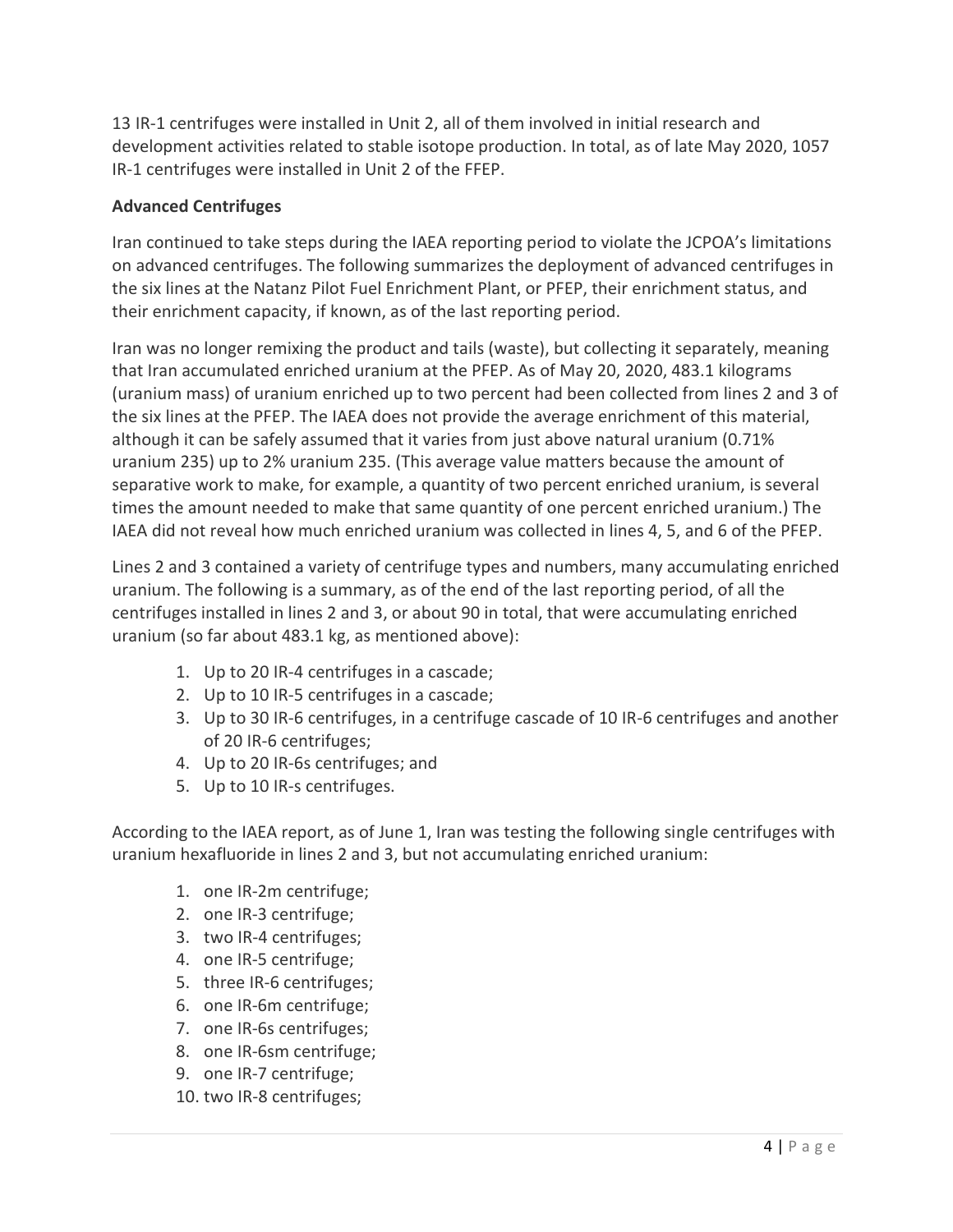13 IR-1 centrifuges were installed in Unit 2, all of them involved in initial research and development activities related to stable isotope production. In total, as of late May 2020, 1057 IR-1 centrifuges were installed in Unit 2 of the FFEP.

**Advanced Centrifuges**

Iran continued to take steps during the IAEA reporting period to violate the JCPOA's limitations on advanced centrifuges. The following summarizes the deployment of advanced centrifuges in the six lines at the Natanz Pilot Fuel Enrichment Plant, or PFEP, their enrichment status, and their enrichment capacity, if known, as of the last reporting period.

Iran was no longer remixing the product and tails (waste), but collecting it separately, meaning that Iran accumulated enriched uranium at the PFEP. As of May 20, 2020, 483.1 kilograms (uranium mass) of uranium enriched up to two percent had been collected from lines 2 and 3 of the six lines at the PFEP. The IAEA does not provide the average enrichment of this material, although it can be safely assumed that it varies from just above natural uranium (0.71% uranium 235) up to 2% uranium 235. (This average value matters because the amount of separative work to make, for example, a quantity of two percent enriched uranium, is several times the amount needed to make that same quantity of one percent enriched uranium.) The IAEA did not reveal how much enriched uranium was collected in lines 4, 5, and 6 of the PFEP.

Lines 2 and 3 contained a variety of centrifuge types and numbers, many accumulating enriched uranium. The following is a summary, as of the end of the last reporting period, of all the centrifuges installed in lines 2 and 3, or about 90 in total, that were accumulating enriched uranium (so far about 483.1 kg, as mentioned above):

1. Up to 20 IR-4 centrifuges in a cascade;
2. Up to 10 IR-5 centrifuges in a cascade;
3. Up to 30 IR-6 centrifuges, in a centrifuge cascade of 10 IR-6 centrifuges and another of 20 IR-6 centrifuges;
4. Up to 20 IR-6s centrifuges; and
5. Up to 10 IR-s centrifuges.

According to the IAEA report, as of June 1, Iran was testing the following single centrifuges with uranium hexafluoride in lines 2 and 3, but not accumulating enriched uranium:

1. one IR-2m centrifuge;
2. one IR-3 centrifuge;
3. two IR-4 centrifuges;
4. one IR-5 centrifuge;
5. three IR-6 centrifuges;
6. one IR-6m centrifuge;
7. one IR-6s centrifuges;
8. one IR-6sm centrifuge;
9. one IR-7 centrifuge;
10. two IR-8 centrifuges;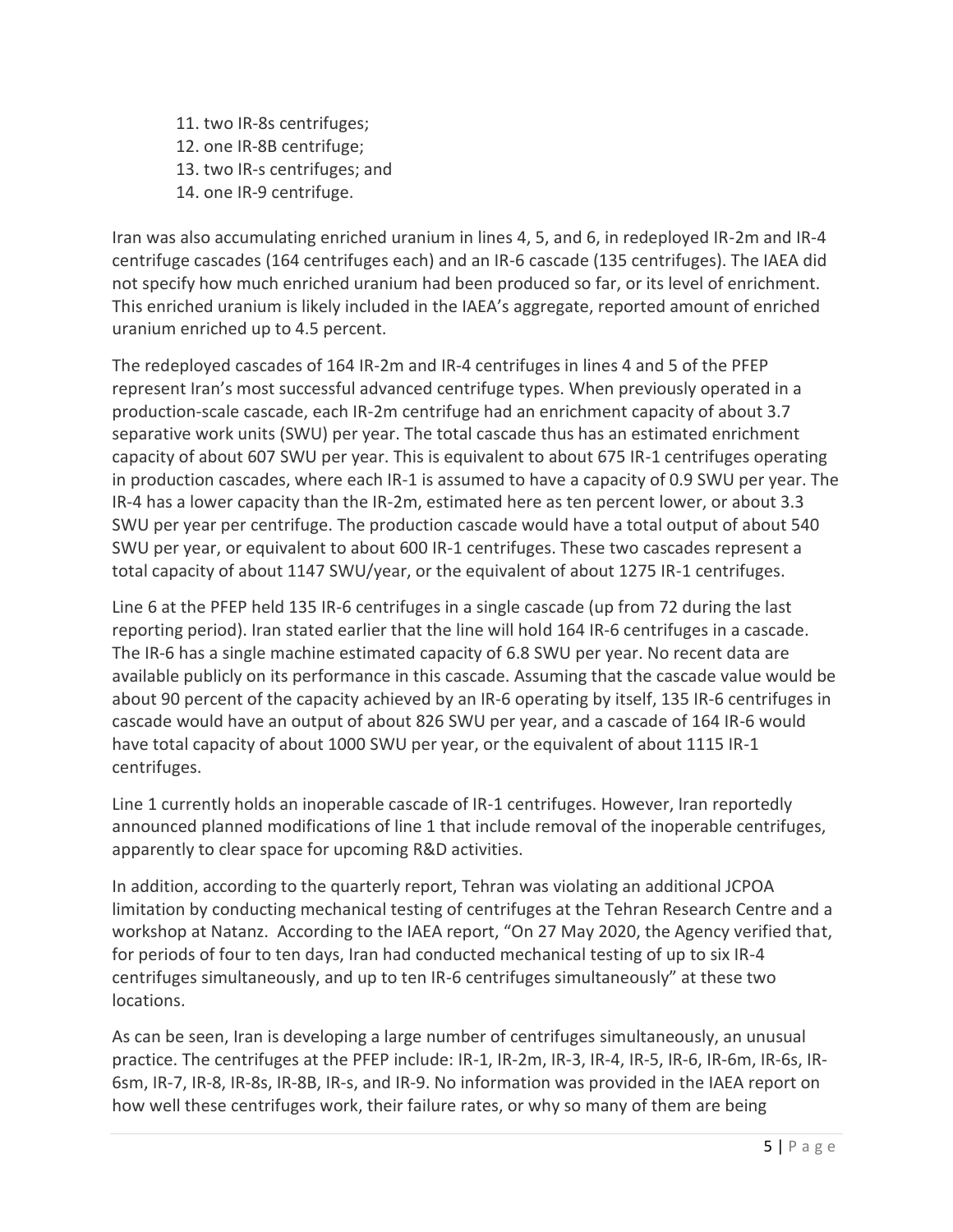11. two IR-8s centrifuges;
12. one IR-8B centrifuge;
13. two IR-s centrifuges; and
14. one IR-9 centrifuge.

Iran was also accumulating enriched uranium in lines 4, 5, and 6, in redeployed IR-2m and IR-4 centrifuge cascades (164 centrifuges each) and an IR-6 cascade (135 centrifuges). The IAEA did not specify how much enriched uranium had been produced so far, or its level of enrichment. This enriched uranium is likely included in the IAEA's aggregate, reported amount of enriched uranium enriched up to 4.5 percent.

The redeployed cascades of 164 IR-2m and IR-4 centrifuges in lines 4 and 5 of the PFEP represent Iran's most successful advanced centrifuge types. When previously operated in a production-scale cascade, each IR-2m centrifuge had an enrichment capacity of about 3.7 separative work units (SWU) per year. The total cascade thus has an estimated enrichment capacity of about 607 SWU per year. This is equivalent to about 675 IR-1 centrifuges operating in production cascades, where each IR-1 is assumed to have a capacity of 0.9 SWU per year. The IR-4 has a lower capacity than the IR-2m, estimated here as ten percent lower, or about 3.3 SWU per year per centrifuge. The production cascade would have a total output of about 540 SWU per year, or equivalent to about 600 IR-1 centrifuges. These two cascades represent a total capacity of about 1147 SWU/year, or the equivalent of about 1275 IR-1 centrifuges.

Line 6 at the PFEP held 135 IR-6 centrifuges in a single cascade (up from 72 during the last reporting period). Iran stated earlier that the line will hold 164 IR-6 centrifuges in a cascade. The IR-6 has a single machine estimated capacity of 6.8 SWU per year. No recent data are available publicly on its performance in this cascade. Assuming that the cascade value would be about 90 percent of the capacity achieved by an IR-6 operating by itself, 135 IR-6 centrifuges in cascade would have an output of about 826 SWU per year, and a cascade of 164 IR-6 would have total capacity of about 1000 SWU per year, or the equivalent of about 1115 IR-1 centrifuges.

Line 1 currently holds an inoperable cascade of IR-1 centrifuges. However, Iran reportedly announced planned modifications of line 1 that include removal of the inoperable centrifuges, apparently to clear space for upcoming R&D activities.

In addition, according to the quarterly report, Tehran was violating an additional JCPOA limitation by conducting mechanical testing of centrifuges at the Tehran Research Centre and a workshop at Natanz. According to the IAEA report, "On 27 May 2020, the Agency verified that, for periods of four to ten days, Iran had conducted mechanical testing of up to six IR-4 centrifuges simultaneously, and up to ten IR-6 centrifuges simultaneously" at these two locations.

As can be seen, Iran is developing a large number of centrifuges simultaneously, an unusual practice. The centrifuges at the PFEP include: IR-1, IR-2m, IR-3, IR-4, IR-5, IR-6, IR-6m, IR-6s, IR-6sm, IR-7, IR-8, IR-8s, IR-8B, IR-s, and IR-9. No information was provided in the IAEA report on how well these centrifuges work, their failure rates, or why so many of them are being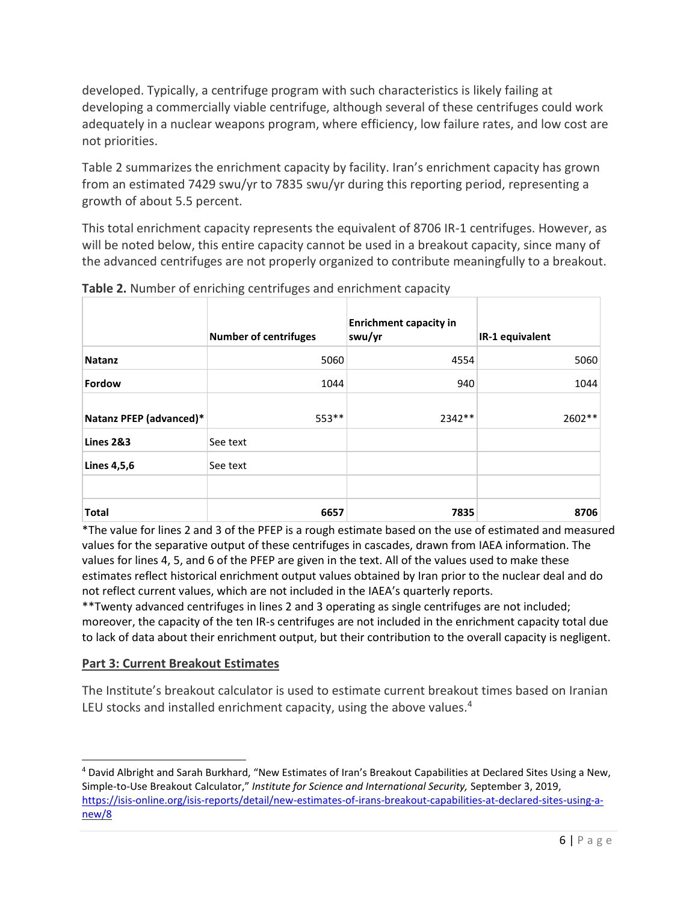developed. Typically, a centrifuge program with such characteristics is likely failing at developing a commercially viable centrifuge, although several of these centrifuges could work adequately in a nuclear weapons program, where efficiency, low failure rates, and low cost are not priorities.

Table 2 summarizes the enrichment capacity by facility. Iran's enrichment capacity has grown from an estimated 7429 swu/yr to 7835 swu/yr during this reporting period, representing a growth of about 5.5 percent.

This total enrichment capacity represents the equivalent of 8706 IR-1 centrifuges. However, as will be noted below, this entire capacity cannot be used in a breakout capacity, since many of the advanced centrifuges are not properly organized to contribute meaningfully to a breakout.

**Table 2.** Number of enriching centrifuges and enrichment capacity

| | **Number of centrifuges** | **Enrichment capacity in swu/yr** | **IR-1 equivalent** |
|---|---|---|---|
| **Natanz** | 5060 | 4554 | 5060 |
| **Fordow** | 1044 | 940 | 1044 |
| **Natanz PFEP (advanced)*** | 553** | 2342** | 2602** |
| **Lines 2&3** | See text | | |
| **Lines 4,5,6** | See text | | |
| | | | |
| **Total** | **6657** | **7835** | **8706** |

*The value for lines 2 and 3 of the PFEP is a rough estimate based on the use of estimated and measured values for the separative output of these centrifuges in cascades, drawn from IAEA information. The values for lines 4, 5, and 6 of the PFEP are given in the text. All of the values used to make these estimates reflect historical enrichment output values obtained by Iran prior to the nuclear deal and do not reflect current values, which are not included in the IAEA's quarterly reports.
**Twenty advanced centrifuges in lines 2 and 3 operating as single centrifuges are not included; moreover, the capacity of the ten IR-s centrifuges are not included in the enrichment capacity total due to lack of data about their enrichment output, but their contribution to the overall capacity is negligent.

## Part 3: Current Breakout Estimates

The Institute's breakout calculator is used to estimate current breakout times based on Iranian LEU stocks and installed enrichment capacity, using the above values.[4]

[4] David Albright and Sarah Burkhard, "New Estimates of Iran's Breakout Capabilities at Declared Sites Using a New, Simple-to-Use Breakout Calculator," *Institute for Science and International Security,* September 3, 2019, https://isis-online.org/isis-reports/detail/new-estimates-of-irans-breakout-capabilities-at-declared-sites-using-a-new/8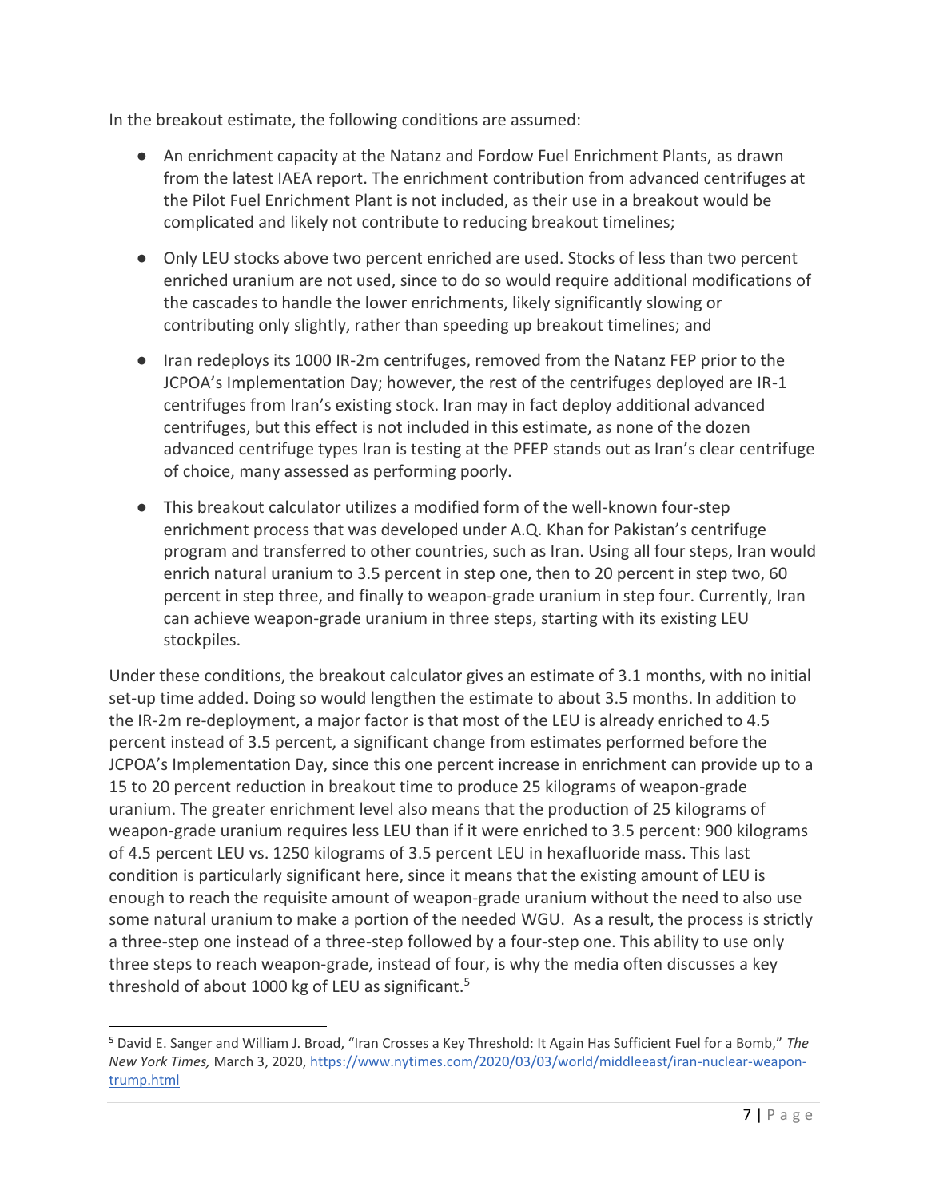In the breakout estimate, the following conditions are assumed:

- An enrichment capacity at the Natanz and Fordow Fuel Enrichment Plants, as drawn from the latest IAEA report. The enrichment contribution from advanced centrifuges at the Pilot Fuel Enrichment Plant is not included, as their use in a breakout would be complicated and likely not contribute to reducing breakout timelines;
- Only LEU stocks above two percent enriched are used. Stocks of less than two percent enriched uranium are not used, since to do so would require additional modifications of the cascades to handle the lower enrichments, likely significantly slowing or contributing only slightly, rather than speeding up breakout timelines; and
- Iran redeploys its 1000 IR-2m centrifuges, removed from the Natanz FEP prior to the JCPOA's Implementation Day; however, the rest of the centrifuges deployed are IR-1 centrifuges from Iran's existing stock. Iran may in fact deploy additional advanced centrifuges, but this effect is not included in this estimate, as none of the dozen advanced centrifuge types Iran is testing at the PFEP stands out as Iran's clear centrifuge of choice, many assessed as performing poorly.
- This breakout calculator utilizes a modified form of the well-known four-step enrichment process that was developed under A.Q. Khan for Pakistan's centrifuge program and transferred to other countries, such as Iran. Using all four steps, Iran would enrich natural uranium to 3.5 percent in step one, then to 20 percent in step two, 60 percent in step three, and finally to weapon-grade uranium in step four. Currently, Iran can achieve weapon-grade uranium in three steps, starting with its existing LEU stockpiles.

Under these conditions, the breakout calculator gives an estimate of 3.1 months, with no initial set-up time added. Doing so would lengthen the estimate to about 3.5 months. In addition to the IR-2m re-deployment, a major factor is that most of the LEU is already enriched to 4.5 percent instead of 3.5 percent, a significant change from estimates performed before the JCPOA's Implementation Day, since this one percent increase in enrichment can provide up to a 15 to 20 percent reduction in breakout time to produce 25 kilograms of weapon-grade uranium. The greater enrichment level also means that the production of 25 kilograms of weapon-grade uranium requires less LEU than if it were enriched to 3.5 percent: 900 kilograms of 4.5 percent LEU vs. 1250 kilograms of 3.5 percent LEU in hexafluoride mass. This last condition is particularly significant here, since it means that the existing amount of LEU is enough to reach the requisite amount of weapon-grade uranium without the need to also use some natural uranium to make a portion of the needed WGU. As a result, the process is strictly a three-step one instead of a three-step followed by a four-step one. This ability to use only three steps to reach weapon-grade, instead of four, is why the media often discusses a key threshold of about 1000 kg of LEU as significant.[5]

---

[5] David E. Sanger and William J. Broad, "Iran Crosses a Key Threshold: It Again Has Sufficient Fuel for a Bomb," *The New York Times,* March 3, 2020, https://www.nytimes.com/2020/03/03/world/middleeast/iran-nuclear-weapon-trump.html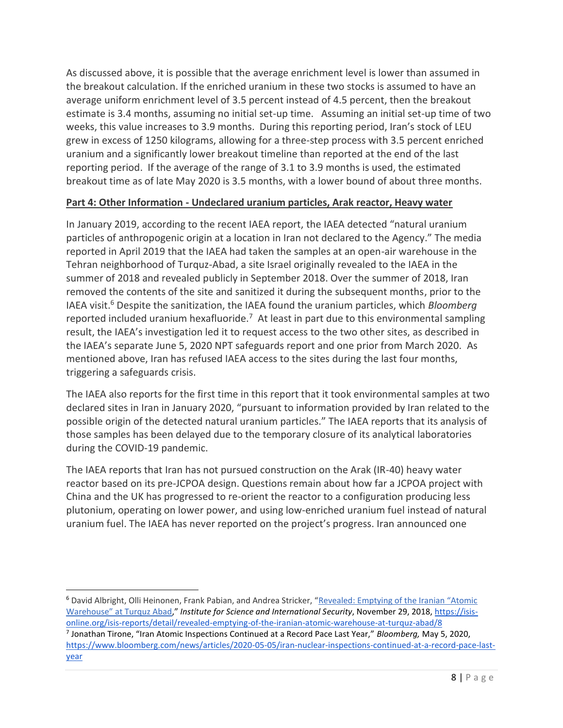As discussed above, it is possible that the average enrichment level is lower than assumed in the breakout calculation. If the enriched uranium in these two stocks is assumed to have an average uniform enrichment level of 3.5 percent instead of 4.5 percent, then the breakout estimate is 3.4 months, assuming no initial set-up time. Assuming an initial set-up time of two weeks, this value increases to 3.9 months. During this reporting period, Iran's stock of LEU grew in excess of 1250 kilograms, allowing for a three-step process with 3.5 percent enriched uranium and a significantly lower breakout timeline than reported at the end of the last reporting period. If the average of the range of 3.1 to 3.9 months is used, the estimated breakout time as of late May 2020 is 3.5 months, with a lower bound of about three months.

**Part 4: Other Information - Undeclared uranium particles, Arak reactor, Heavy water**

In January 2019, according to the recent IAEA report, the IAEA detected "natural uranium particles of anthropogenic origin at a location in Iran not declared to the Agency." The media reported in April 2019 that the IAEA had taken the samples at an open-air warehouse in the Tehran neighborhood of Turquz-Abad, a site Israel originally revealed to the IAEA in the summer of 2018 and revealed publicly in September 2018. Over the summer of 2018, Iran removed the contents of the site and sanitized it during the subsequent months, prior to the IAEA visit.[6] Despite the sanitization, the IAEA found the uranium particles, which *Bloomberg* reported included uranium hexafluoride.[7] At least in part due to this environmental sampling result, the IAEA's investigation led it to request access to the two other sites, as described in the IAEA's separate June 5, 2020 NPT safeguards report and one prior from March 2020. As mentioned above, Iran has refused IAEA access to the sites during the last four months, triggering a safeguards crisis.

The IAEA also reports for the first time in this report that it took environmental samples at two declared sites in Iran in January 2020, "pursuant to information provided by Iran related to the possible origin of the detected natural uranium particles." The IAEA reports that its analysis of those samples has been delayed due to the temporary closure of its analytical laboratories during the COVID-19 pandemic.

The IAEA reports that Iran has not pursued construction on the Arak (IR-40) heavy water reactor based on its pre-JCPOA design. Questions remain about how far a JCPOA project with China and the UK has progressed to re-orient the reactor to a configuration producing less plutonium, operating on lower power, and using low-enriched uranium fuel instead of natural uranium fuel. The IAEA has never reported on the project's progress. Iran announced one

---

[6] David Albright, Olli Heinonen, Frank Pabian, and Andrea Stricker, "Revealed: Emptying of the Iranian "Atomic Warehouse" at Turquz Abad," *Institute for Science and International Security*, November 29, 2018, https://isis-online.org/isis-reports/detail/revealed-emptying-of-the-iranian-atomic-warehouse-at-turquz-abad/8

[7] Jonathan Tirone, "Iran Atomic Inspections Continued at a Record Pace Last Year," *Bloomberg,* May 5, 2020, https://www.bloomberg.com/news/articles/2020-05-05/iran-nuclear-inspections-continued-at-a-record-pace-last-year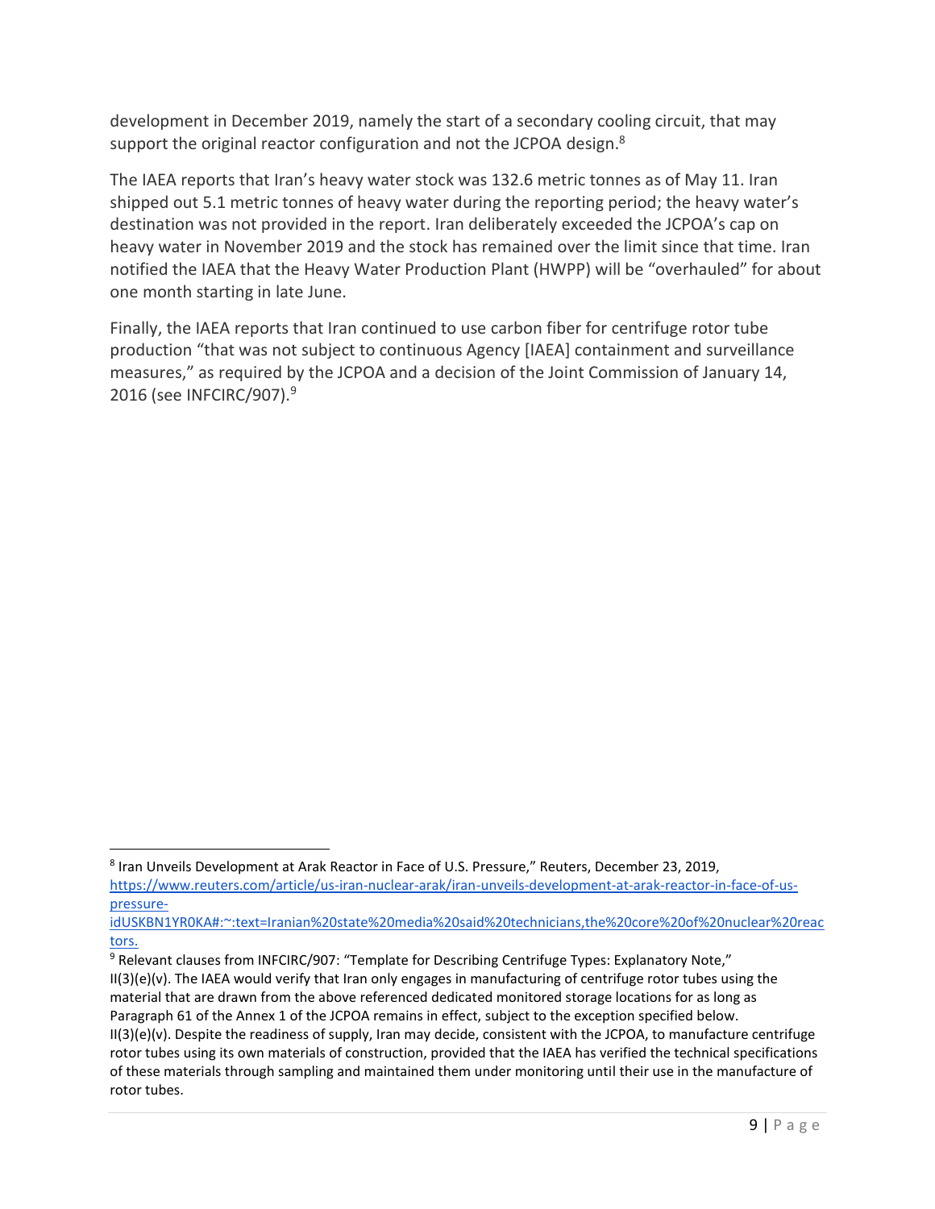development in December 2019, namely the start of a secondary cooling circuit, that may support the original reactor configuration and not the JCPOA design.[8]

The IAEA reports that Iran's heavy water stock was 132.6 metric tonnes as of May 11. Iran shipped out 5.1 metric tonnes of heavy water during the reporting period; the heavy water's destination was not provided in the report. Iran deliberately exceeded the JCPOA's cap on heavy water in November 2019 and the stock has remained over the limit since that time. Iran notified the IAEA that the Heavy Water Production Plant (HWPP) will be "overhauled" for about one month starting in late June.

Finally, the IAEA reports that Iran continued to use carbon fiber for centrifuge rotor tube production "that was not subject to continuous Agency [IAEA] containment and surveillance measures," as required by the JCPOA and a decision of the Joint Commission of January 14, 2016 (see INFCIRC/907).[9]

---

[8] Iran Unveils Development at Arak Reactor in Face of U.S. Pressure," Reuters, December 23, 2019, https://www.reuters.com/article/us-iran-nuclear-arak/iran-unveils-development-at-arak-reactor-in-face-of-us-pressure-idUSKBN1YR0KA#:~:text=Iranian%20state%20media%20said%20technicians,the%20core%20of%20nuclear%20reactors.

[9] Relevant clauses from INFCIRC/907: "Template for Describing Centrifuge Types: Explanatory Note," II(3)(e)(v). The IAEA would verify that Iran only engages in manufacturing of centrifuge rotor tubes using the material that are drawn from the above referenced dedicated monitored storage locations for as long as Paragraph 61 of the Annex 1 of the JCPOA remains in effect, subject to the exception specified below. II(3)(e)(v). Despite the readiness of supply, Iran may decide, consistent with the JCPOA, to manufacture centrifuge rotor tubes using its own materials of construction, provided that the IAEA has verified the technical specifications of these materials through sampling and maintained them under monitoring until their use in the manufacture of rotor tubes.